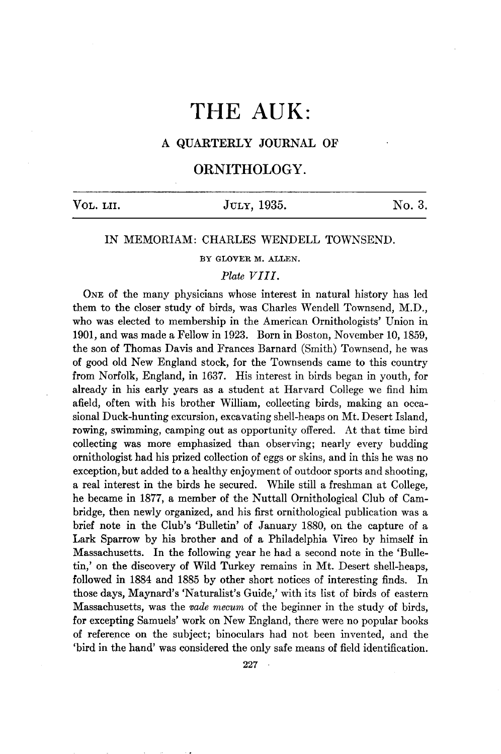# THE AUK:

## A QUARTERLY JOURNAL OF

## ORNITHOLOGY.

VOL. LII. JULY, 1935. No. 3.

### IN MEMORIAM: CHARLES WENDELL TOWNSEND.

BY GLOVER M. ALLEN.

*Plate VIII.*

ONE of the many physicians whose interest in natural history has led them to the closer study of birds, was Charles Wendell Townsend, M.D., who was elected to membership in the American Ornithologists' Union in 1901, and was made a Fellow in 1923. Born in Boston, November 10, 1859, the son of Thomas Davis and Frances Barnard (Smith) Townsend, he was of good old New England stock, for the Townsends came to this country from Norfolk, England, in 1637. His interest in birds began in youth, for already in his early years as a student at Harvard College we find him afield, often with his brother William, collecting birds, making an occasional Duck-hunting excursion, excavating shell-heaps on Mt. Desert Island, rowing, swimming, camping out as opportunity offered. At that time bird collecting was more emphasized than observing; nearly every budding ornithologist had his prized collection of eggs or skins, and in this he was no exception, but added to a healthy enjoyment of outdoor sports and shooting, a real interest in the birds he secured. While still a freshman at College, he became in 1877, a member of the Nuttall Ornithological Club of Cambridge, then newly organized, and his first ornithological publication was a brief note in the Club's 'Bulletin' of January 1880, on the capture of a Lark Sparrow by his brother and of a Philadelphia Vireo by himself in Massachusetts. In the following year he had a second note in the 'Bulletin,' on the discovery of Wild Turkey remains in Mt. Desert shell-heaps, followed in 1884 and 1885 by other short notices of interesting finds. In those days, Maynard's 'Naturalist's Guide,' with its list of birds of eastern Massachusetts, was the *vade mecum* of the beginner in the study of birds, for excepting Samuels' work on New England, there were no popular books of reference on the subject; binoculars had not been invented, and the 'bird in the hand' was considered the only safe means of field identification.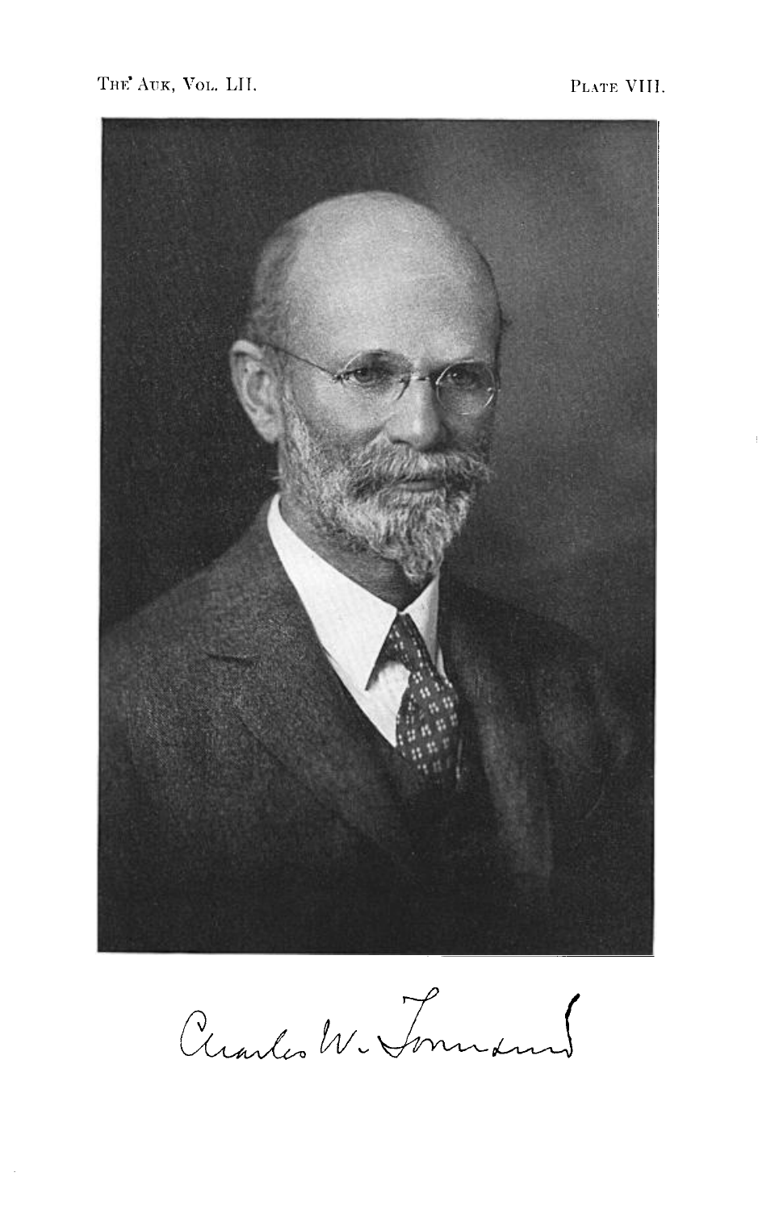Charles W. Townsend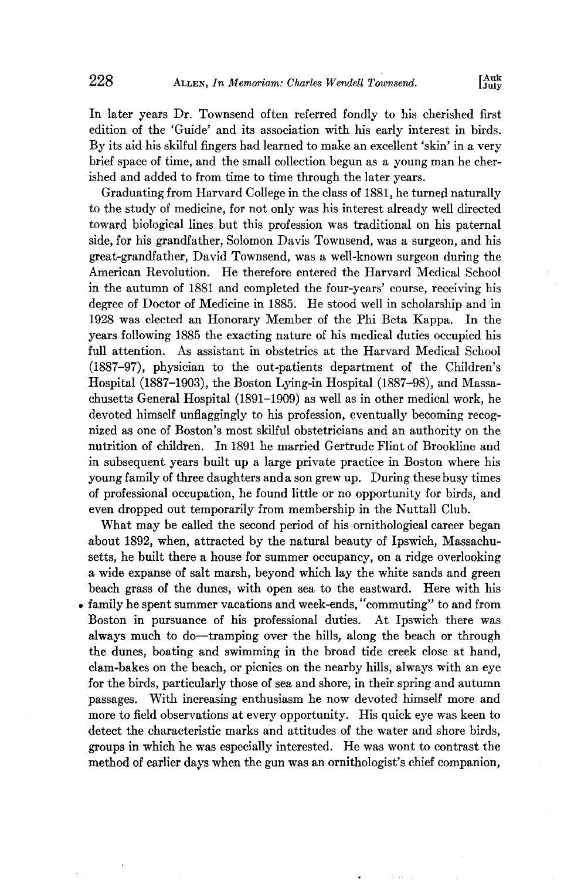In later years Dr. Townsend often referred fondly to his cherished first edition of the 'Guide' and its association with his early interest in birds. By its aid his skilful fingers had learned to make an excellent 'skin' in a very brief space of time, and the small collection begun as a young man he cherished and added to from time to time through the later years.

Graduating from Harvard College in the class of 1881, he turned naturally to the study of medicine, for not only was his interest already well directed toward biological lines but this profession was traditional on his paternal side, for his grandfather, Solomon Davis Townsend, was a surgeon, and his great-grandfather, David Townsend, was a well-known surgeon during the American Revolution. He therefore entered the Harvard Medical School in the autumn of 1881 and completed the four-years' course, receiving his degree of Doctor of Medicine in 1885. He stood well in scholarship and in 1928 was elected an Honorary Member of the Phi Beta Kappa. In the years following 1885 the exacting nature of his medical duties occupied his full attention. As assistant in obstetrics at the Harvard Medical School (1887–97), physician to the out-patients department of the Children's Hospital (1887–1903), the Boston Lying-in Hospital (1887–98), and Massachusetts General Hospital (1891–1909) as well as in other medical work, he devoted himself unflaggingly to his profession, eventually becoming recognized as one of Boston's most skilful obstetricians and an authority on the nutrition of children. In 1891 he married Gertrude Flint of Brookline and in subsequent years built up a large private practice in Boston where his young family of three daughters and a son grew up. During these busy times of professional occupation, he found little or no opportunity for birds, and even dropped out temporarily from membership in the Nuttall Club.

What may be called the second period of his ornithological career began about 1892, when, attracted by the natural beauty of Ipswich, Massachusetts, he built there a house for summer occupancy, on a ridge overlooking a wide expanse of salt marsh, beyond which lay the white sands and green beach grass of the dunes, with open sea to the eastward. Here with his family he spent summer vacations and week-ends, "commuting" to and from Boston in pursuance of his professional duties. At Ipswich there was always much to do—tramping over the hills, along the beach or through the dunes, boating and swimming in the broad tide creek close at hand, clam-bakes on the beach, or picnics on the nearby hills, always with an eye for the birds, particularly those of sea and shore, in their spring and autumn passages. With increasing enthusiasm he now devoted himself more and more to field observations at every opportunity. His quick eye was keen to detect the characteristic marks and attitudes of the water and shore birds, groups in which he was especially interested. He was wont to contrast the method of earlier days when the gun was an ornithologist's chief companion,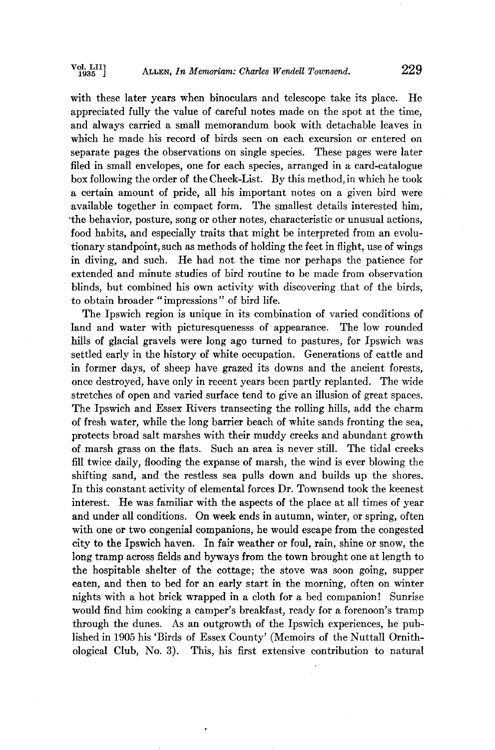with these later years when binoculars and telescope take its place. He appreciated fully the value of careful notes made on the spot at the time, and always carried a small memorandum book with detachable leaves in which he made his record of birds seen on each excursion or entered on separate pages the observations on single species. These pages were later filed in small envelopes, one for each species, arranged in a card-catalogue box following the order of the Check-List. By this method, in which he took a certain amount of pride, all his important notes on a given bird were available together in compact form. The smallest details interested him, the behavior, posture, song or other notes, characteristic or unusual actions, food habits, and especially traits that might be interpreted from an evolutionary standpoint, such as methods of holding the feet in flight, use of wings in diving, and such. He had not the time nor perhaps the patience for extended and minute studies of bird routine to be made from observation blinds, but combined his own activity with discovering that of the birds, to obtain broader "impressions" of bird life.

The Ipswich region is unique in its combination of varied conditions of land and water with picturesquenesss of appearance. The low rounded hills of glacial gravels were long ago turned to pastures, for Ipswich was settled early in the history of white occupation. Generations of cattle and in former days, of sheep have grazed its downs and the ancient forests, once destroyed, have only in recent years been partly replanted. The wide stretches of open and varied surface tend to give an illusion of great spaces. The Ipswich and Essex Rivers transecting the rolling hills, add the charm of fresh water, while the long barrier beach of white sands fronting the sea, protects broad salt marshes with their muddy creeks and abundant growth of marsh grass on the flats. Such an area is never still. The tidal creeks fill twice daily, flooding the expanse of marsh, the wind is ever blowing the shifting sand, and the restless sea pulls down and builds up the shores. In this constant activity of elemental forces Dr. Townsend took the keenest interest. He was familiar with the aspects of the place at all times of year and under all conditions. On week ends in autumn, winter, or spring, often with one or two congenial companions, he would escape from the congested city to the Ipswich haven. In fair weather or foul, rain, shine or snow, the long tramp across fields and byways from the town brought one at length to the hospitable shelter of the cottage; the stove was soon going, supper eaten, and then to bed for an early start in the morning, often on winter nights with a hot brick wrapped in a cloth for a bed companion! Sunrise would find him cooking a camper's breakfast, ready for a forenoon's tramp through the dunes. As an outgrowth of the Ipswich experiences, he published in 1905 his 'Birds of Essex County' (Memoirs of the Nuttall Ornithological Club, No. 3). This, his first extensive contribution to natural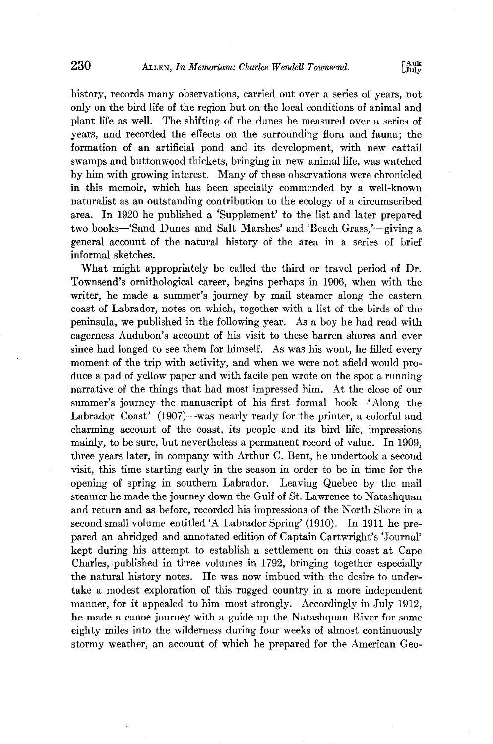history, records many observations, carried out over a series of years, not only on the bird life of the region but on the local conditions of animal and plant life as well. The shifting of the dunes he measured over a series of years, and recorded the effects on the surrounding flora and fauna; the formation of an artificial pond and its development, with new cattail swamps and buttonwood thickets, bringing in new animal life, was watched by him with growing interest. Many of these observations were chronicled in this memoir, which has been specially commended by a well-known naturalist as an outstanding contribution to the ecology of a circumscribed area. In 1920 he published a 'Supplement' to the list and later prepared two books—'Sand Dunes and Salt Marshes' and 'Beach Grass,'—giving a general account of the natural history of the area in a series of brief informal sketches.

What might appropriately be called the third or travel period of Dr. Townsend's ornithological career, begins perhaps in 1906, when with the writer, he made a summer's journey by mail steamer along the eastern coast of Labrador, notes on which, together with a list of the birds of the peninsula, we published in the following year. As a boy he had read with eagerness Audubon's account of his visit to these barren shores and ever since had longed to see them for himself. As was his wont, he filled every moment of the trip with activity, and when we were not afield would produce a pad of yellow paper and with facile pen wrote on the spot a running narrative of the things that had most impressed him. At the close of our summer's journey the manuscript of his first formal book—'Along the Labrador Coast' (1907)—was nearly ready for the printer, a colorful and charming account of the coast, its people and its bird life, impressions mainly, to be sure, but nevertheless a permanent record of value. In 1909, three years later, in company with Arthur C. Bent, he undertook a second visit, this time starting early in the season in order to be in time for the opening of spring in southern Labrador. Leaving Quebec by the mail steamer he made the journey down the Gulf of St. Lawrence to Natashquan and return and as before, recorded his impressions of the North Shore in a second small volume entitled 'A Labrador Spring' (1910). In 1911 he prepared an abridged and annotated edition of Captain Cartwright's 'Journal' kept during his attempt to establish a settlement on this coast at Cape Charles, published in three volumes in 1792, bringing together especially the natural history notes. He was now imbued with the desire to undertake a modest exploration of this rugged country in a more independent manner, for it appealed to him most strongly. Accordingly in July 1912, he made a canoe journey with a guide up the Natashquan River for some eighty miles into the wilderness during four weeks of almost continuously stormy weather, an account of which he prepared for the American Geo-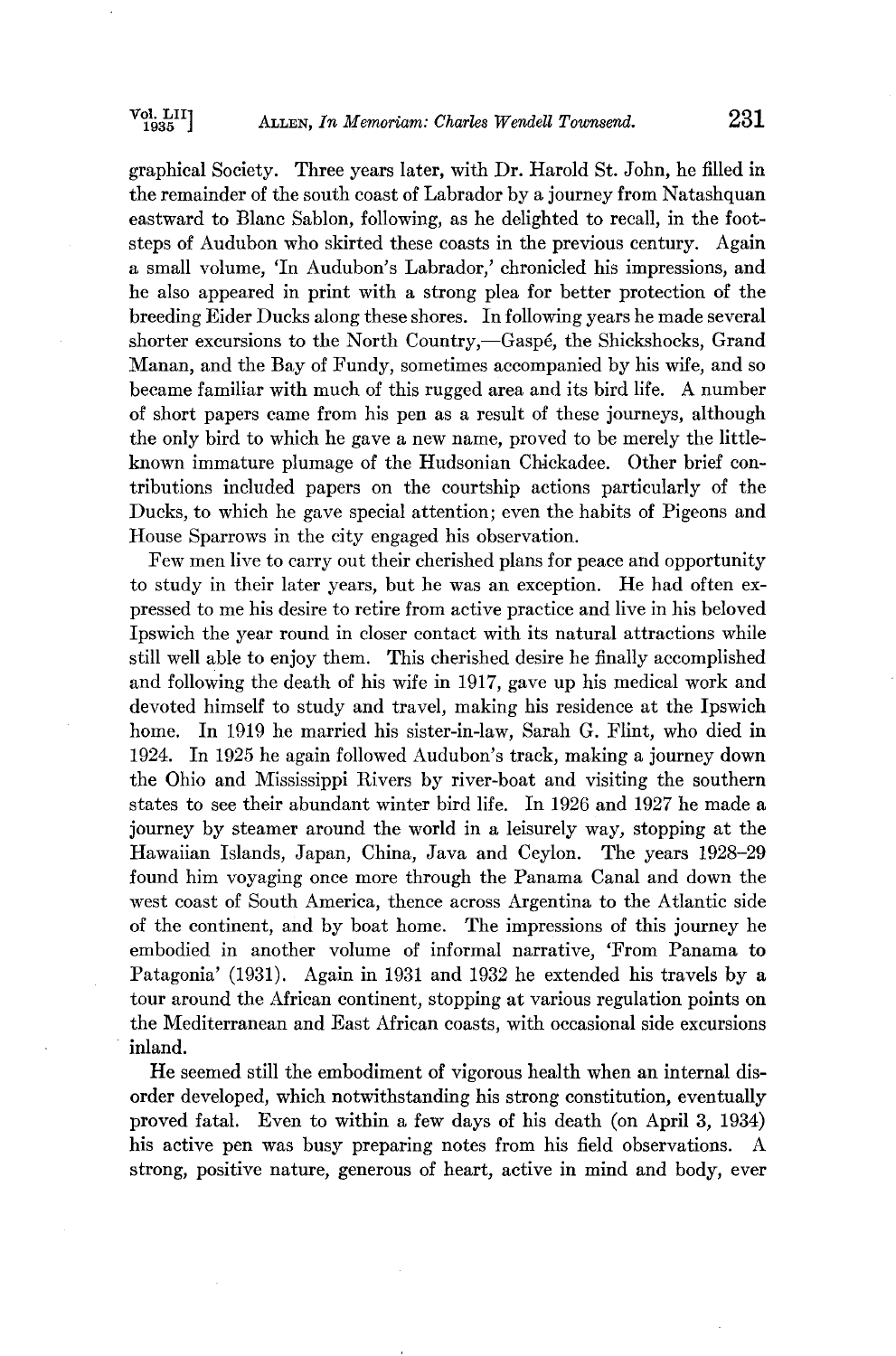graphical Society. Three years later, with Dr. Harold St. John, he filled in the remainder of the south coast of Labrador by a journey from Natashquan eastward to Blanc Sablon, following, as he delighted to recall, in the footsteps of Audubon who skirted these coasts in the previous century. Again a small volume, 'In Audubon's Labrador,' chronicled his impressions, and he also appeared in print with a strong plea for better protection of the breeding Eider Ducks along these shores. In following years he made several shorter excursions to the North Country,—Gaspé, the Shickshocks, Grand Manan, and the Bay of Fundy, sometimes accompanied by his wife, and so became familiar with much of this rugged area and its bird life. A number of short papers came from his pen as a result of these journeys, although the only bird to which he gave a new name, proved to be merely the little-known immature plumage of the Hudsonian Chickadee. Other brief contributions included papers on the courtship actions particularly of the Ducks, to which he gave special attention; even the habits of Pigeons and House Sparrows in the city engaged his observation.

Few men live to carry out their cherished plans for peace and opportunity to study in their later years, but he was an exception. He had often expressed to me his desire to retire from active practice and live in his beloved Ipswich the year round in closer contact with its natural attractions while still well able to enjoy them. This cherished desire he finally accomplished and following the death of his wife in 1917, gave up his medical work and devoted himself to study and travel, making his residence at the Ipswich home. In 1919 he married his sister-in-law, Sarah G. Flint, who died in 1924. In 1925 he again followed Audubon's track, making a journey down the Ohio and Mississippi Rivers by river-boat and visiting the southern states to see their abundant winter bird life. In 1926 and 1927 he made a journey by steamer around the world in a leisurely way, stopping at the Hawaiian Islands, Japan, China, Java and Ceylon. The years 1928–29 found him voyaging once more through the Panama Canal and down the west coast of South America, thence across Argentina to the Atlantic side of the continent, and by boat home. The impressions of this journey he embodied in another volume of informal narrative, 'From Panama to Patagonia' (1931). Again in 1931 and 1932 he extended his travels by a tour around the African continent, stopping at various regulation points on the Mediterranean and East African coasts, with occasional side excursions inland.

He seemed still the embodiment of vigorous health when an internal disorder developed, which notwithstanding his strong constitution, eventually proved fatal. Even to within a few days of his death (on April 3, 1934) his active pen was busy preparing notes from his field observations. A strong, positive nature, generous of heart, active in mind and body, ever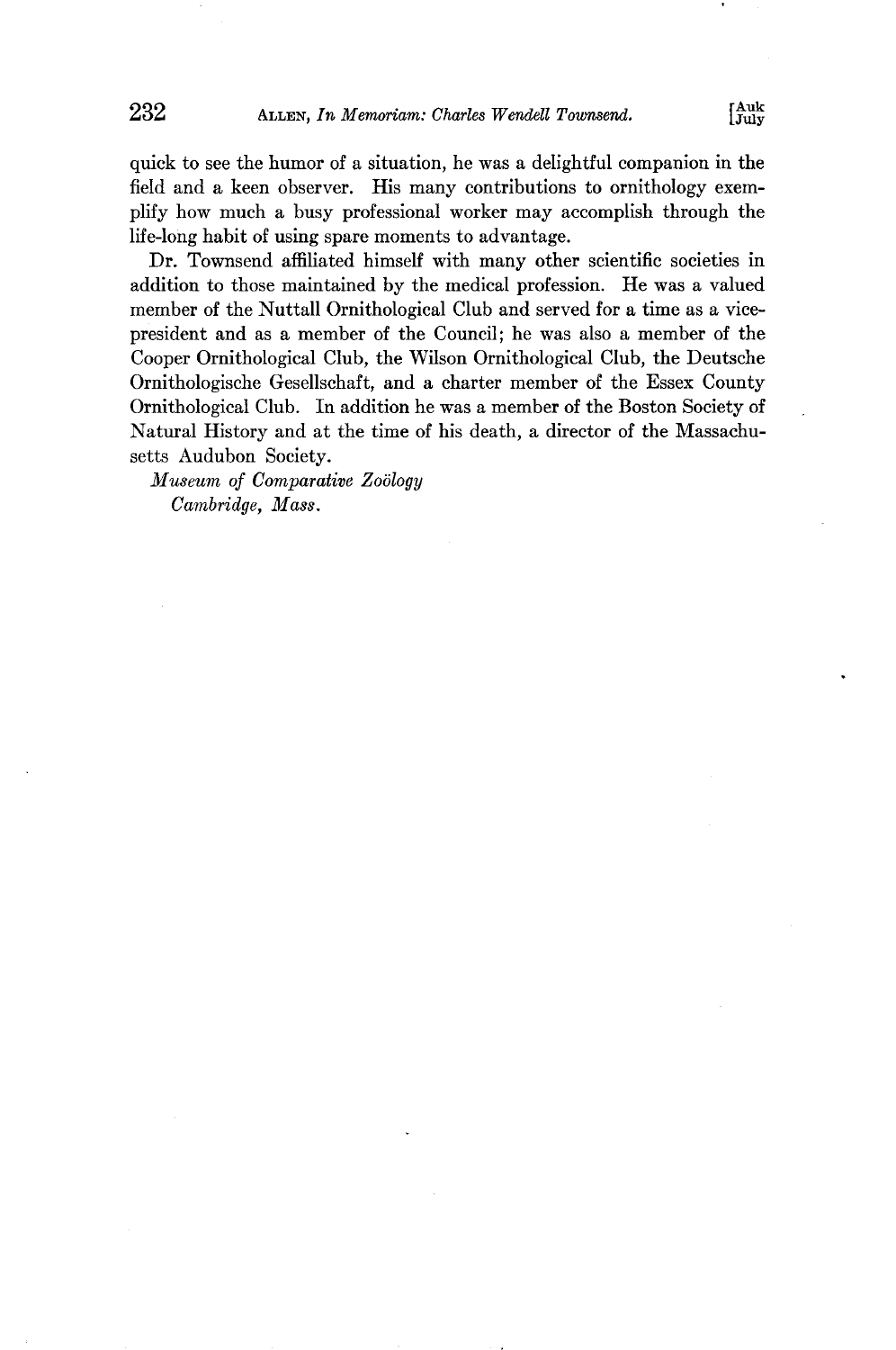quick to see the humor of a situation, he was a delightful companion in the field and a keen observer. His many contributions to ornithology exemplify how much a busy professional worker may accomplish through the life-long habit of using spare moments to advantage.

Dr. Townsend affiliated himself with many other scientific societies in addition to those maintained by the medical profession. He was a valued member of the Nuttall Ornithological Club and served for a time as a vice-president and as a member of the Council; he was also a member of the Cooper Ornithological Club, the Wilson Ornithological Club, the Deutsche Ornithologische Gesellschaft, and a charter member of the Essex County Ornithological Club. In addition he was a member of the Boston Society of Natural History and at the time of his death, a director of the Massachusetts Audubon Society.

*Museum of Comparative Zoölogy*
*Cambridge, Mass.*